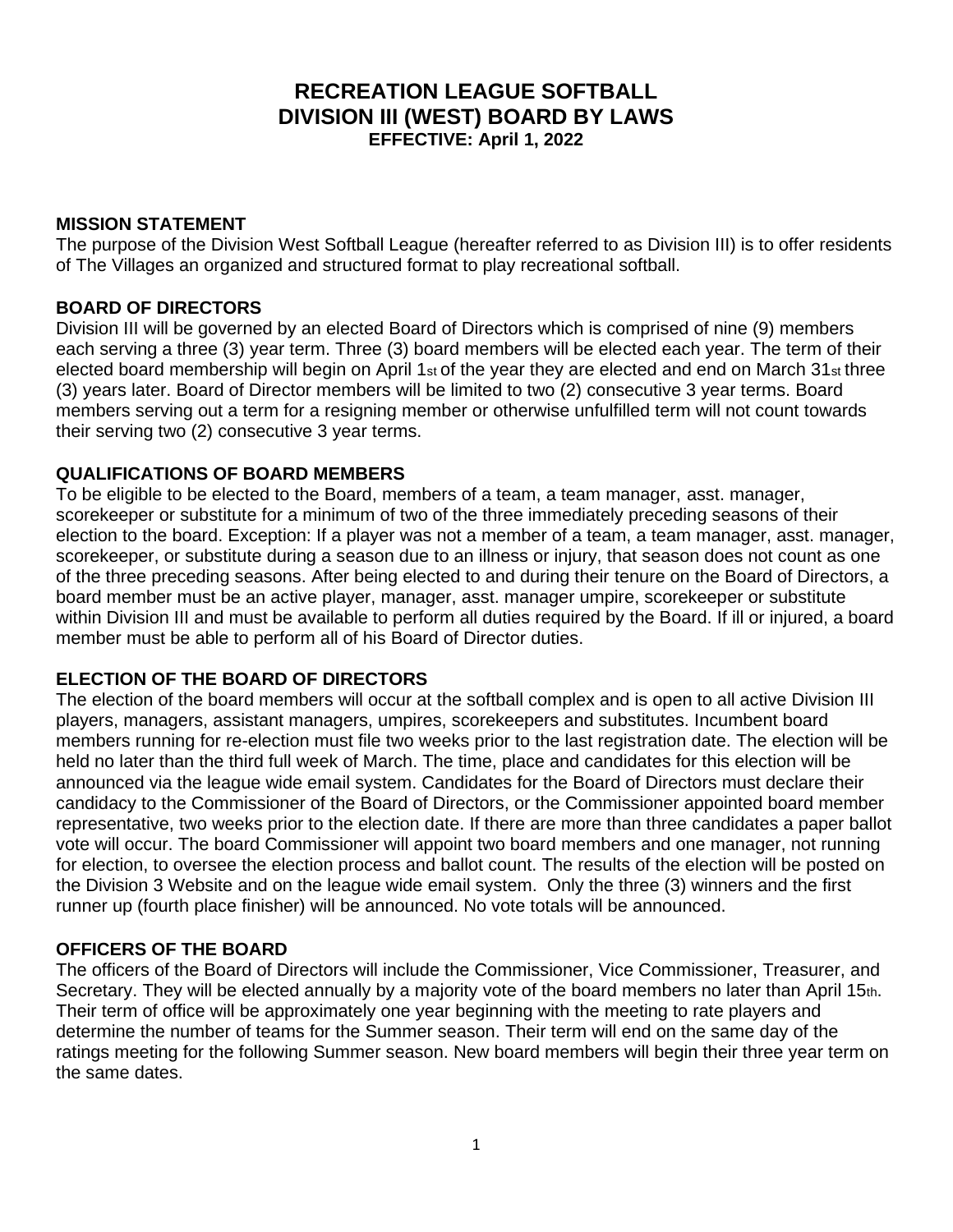# RECREATION LEAGUE SOFTBALL
# DIVISION III (WEST) BOARD BY LAWS
### EFFECTIVE: April 1, 2022

## MISSION STATEMENT

The purpose of the Division West Softball League (hereafter referred to as Division III) is to offer residents of The Villages an organized and structured format to play recreational softball.

## BOARD OF DIRECTORS

Division III will be governed by an elected Board of Directors which is comprised of nine (9) members each serving a three (3) year term. Three (3) board members will be elected each year. The term of their elected board membership will begin on April 1st of the year they are elected and end on March 31st three (3) years later. Board of Director members will be limited to two (2) consecutive 3 year terms. Board members serving out a term for a resigning member or otherwise unfulfilled term will not count towards their serving two (2) consecutive 3 year terms.

## QUALIFICATIONS OF BOARD MEMBERS

To be eligible to be elected to the Board, members of a team, a team manager, asst. manager, scorekeeper or substitute for a minimum of two of the three immediately preceding seasons of their election to the board. Exception: If a player was not a member of a team, a team manager, asst. manager, scorekeeper, or substitute during a season due to an illness or injury, that season does not count as one of the three preceding seasons. After being elected to and during their tenure on the Board of Directors, a board member must be an active player, manager, asst. manager umpire, scorekeeper or substitute within Division III and must be available to perform all duties required by the Board. If ill or injured, a board member must be able to perform all of his Board of Director duties.

## ELECTION OF THE BOARD OF DIRECTORS

The election of the board members will occur at the softball complex and is open to all active Division III players, managers, assistant managers, umpires, scorekeepers and substitutes. Incumbent board members running for re-election must file two weeks prior to the last registration date. The election will be held no later than the third full week of March. The time, place and candidates for this election will be announced via the league wide email system. Candidates for the Board of Directors must declare their candidacy to the Commissioner of the Board of Directors, or the Commissioner appointed board member representative, two weeks prior to the election date. If there are more than three candidates a paper ballot vote will occur. The board Commissioner will appoint two board members and one manager, not running for election, to oversee the election process and ballot count. The results of the election will be posted on the Division 3 Website and on the league wide email system. Only the three (3) winners and the first runner up (fourth place finisher) will be announced. No vote totals will be announced.

## OFFICERS OF THE BOARD

The officers of the Board of Directors will include the Commissioner, Vice Commissioner, Treasurer, and Secretary. They will be elected annually by a majority vote of the board members no later than April 15th. Their term of office will be approximately one year beginning with the meeting to rate players and determine the number of teams for the Summer season. Their term will end on the same day of the ratings meeting for the following Summer season. New board members will begin their three year term on the same dates.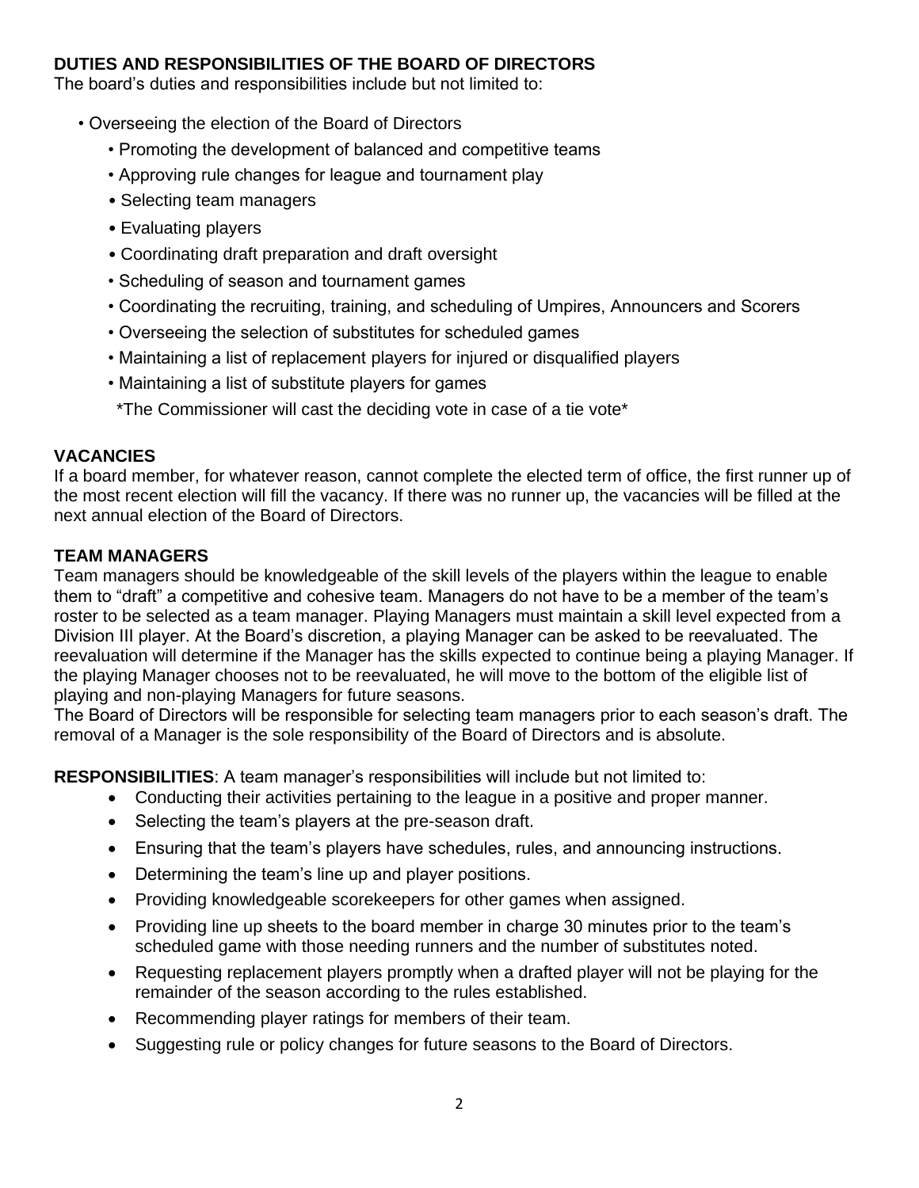## DUTIES AND RESPONSIBILITIES OF THE BOARD OF DIRECTORS

The board's duties and responsibilities include but not limited to:

- Overseeing the election of the Board of Directors
- Promoting the development of balanced and competitive teams
- Approving rule changes for league and tournament play
- Selecting team managers
- Evaluating players
- Coordinating draft preparation and draft oversight
- Scheduling of season and tournament games
- Coordinating the recruiting, training, and scheduling of Umpires, Announcers and Scorers
- Overseeing the selection of substitutes for scheduled games
- Maintaining a list of replacement players for injured or disqualified players
- Maintaining a list of substitute players for games

*The Commissioner will cast the deciding vote in case of a tie vote*

## VACANCIES

If a board member, for whatever reason, cannot complete the elected term of office, the first runner up of the most recent election will fill the vacancy. If there was no runner up, the vacancies will be filled at the next annual election of the Board of Directors.

## TEAM MANAGERS

Team managers should be knowledgeable of the skill levels of the players within the league to enable them to "draft" a competitive and cohesive team. Managers do not have to be a member of the team's roster to be selected as a team manager. Playing Managers must maintain a skill level expected from a Division III player. At the Board's discretion, a playing Manager can be asked to be reevaluated. The reevaluation will determine if the Manager has the skills expected to continue being a playing Manager. If the playing Manager chooses not to be reevaluated, he will move to the bottom of the eligible list of playing and non-playing Managers for future seasons.

The Board of Directors will be responsible for selecting team managers prior to each season's draft. The removal of a Manager is the sole responsibility of the Board of Directors and is absolute.

**RESPONSIBILITIES**: A team manager's responsibilities will include but not limited to:

- Conducting their activities pertaining to the league in a positive and proper manner.
- Selecting the team's players at the pre-season draft.
- Ensuring that the team's players have schedules, rules, and announcing instructions.
- Determining the team's line up and player positions.
- Providing knowledgeable scorekeepers for other games when assigned.
- Providing line up sheets to the board member in charge 30 minutes prior to the team's scheduled game with those needing runners and the number of substitutes noted.
- Requesting replacement players promptly when a drafted player will not be playing for the remainder of the season according to the rules established.
- Recommending player ratings for members of their team.
- Suggesting rule or policy changes for future seasons to the Board of Directors.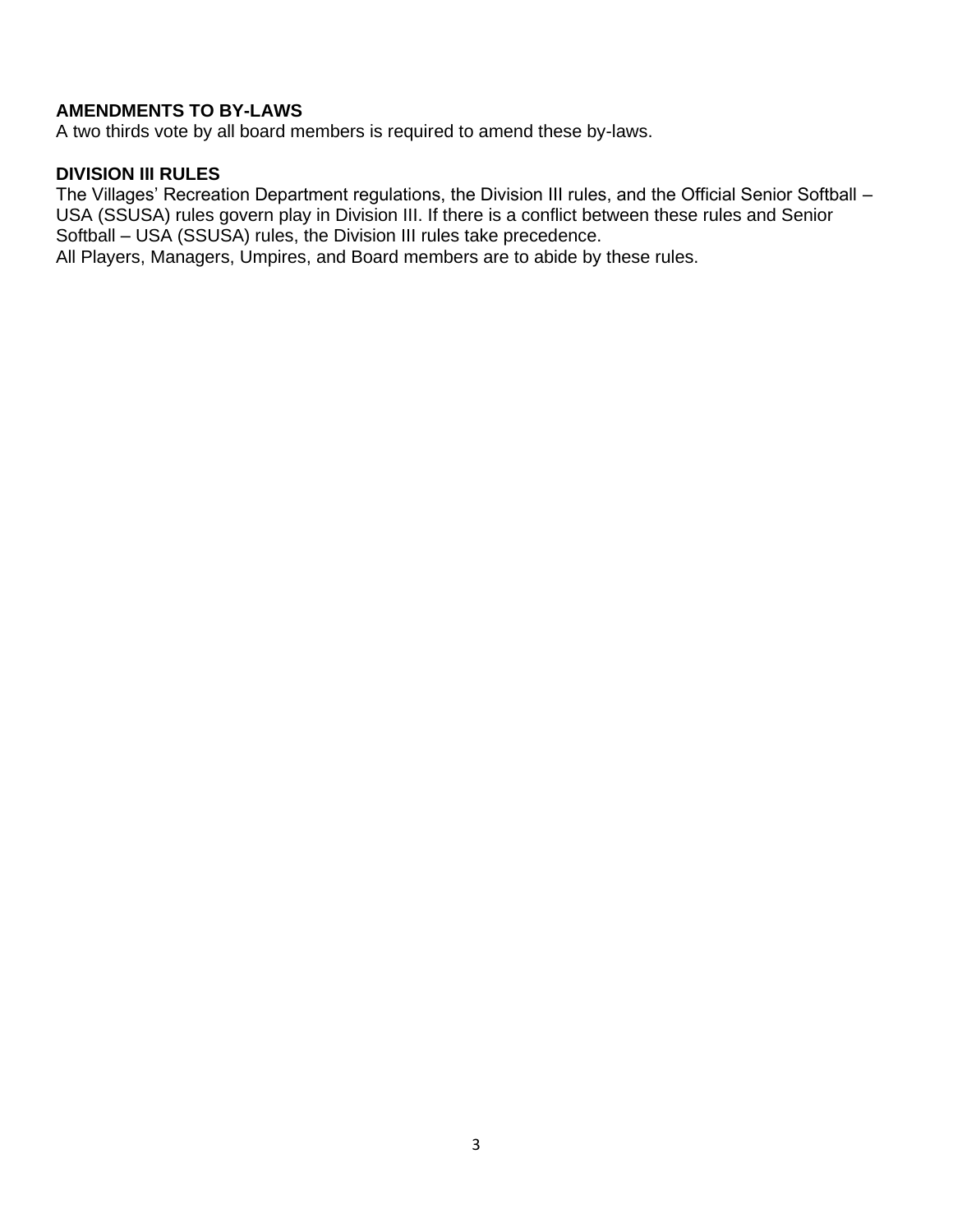**AMENDMENTS TO BY-LAWS**

A two thirds vote by all board members is required to amend these by-laws.

**DIVISION III RULES**

The Villages' Recreation Department regulations, the Division III rules, and the Official Senior Softball – USA (SSUSA) rules govern play in Division III. If there is a conflict between these rules and Senior Softball – USA (SSUSA) rules, the Division III rules take precedence.

All Players, Managers, Umpires, and Board members are to abide by these rules.